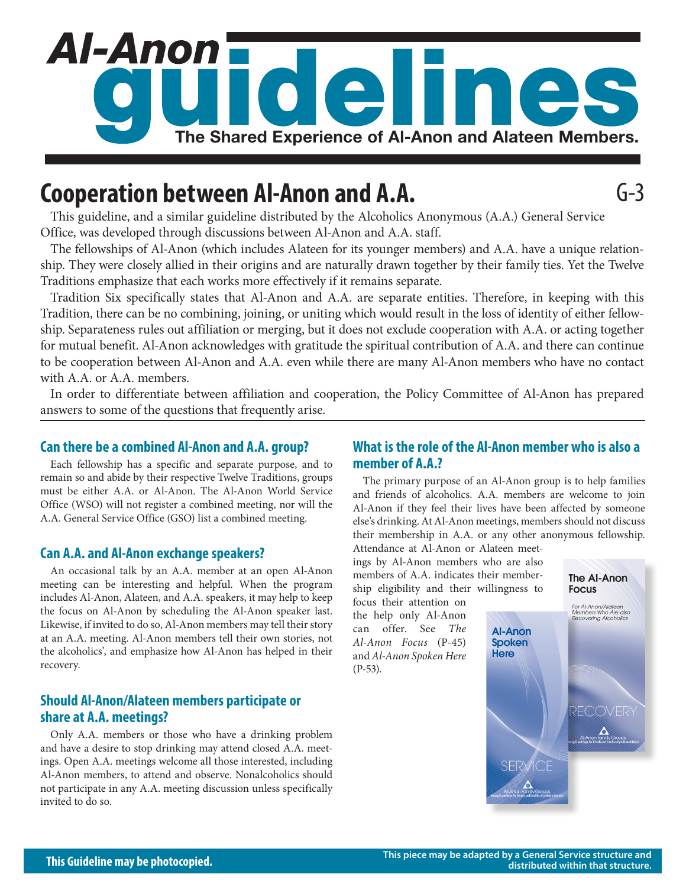# Al-Anon guidelines

**The Shared Experience of Al-Anon and Alateen Members.**

## Cooperation between Al-Anon and A.A.

G-3

This guideline, and a similar guideline distributed by the Alcoholics Anonymous (A.A.) General Service Office, was developed through discussions between Al-Anon and A.A. staff.

The fellowships of Al-Anon (which includes Alateen for its younger members) and A.A. have a unique relationship. They were closely allied in their origins and are naturally drawn together by their family ties. Yet the Twelve Traditions emphasize that each works more effectively if it remains separate.

Tradition Six specifically states that Al-Anon and A.A. are separate entities. Therefore, in keeping with this Tradition, there can be no combining, joining, or uniting which would result in the loss of identity of either fellowship. Separateness rules out affiliation or merging, but it does not exclude cooperation with A.A. or acting together for mutual benefit. Al-Anon acknowledges with gratitude the spiritual contribution of A.A. and there can continue to be cooperation between Al-Anon and A.A. even while there are many Al-Anon members who have no contact with A.A. or A.A. members.

In order to differentiate between affiliation and cooperation, the Policy Committee of Al-Anon has prepared answers to some of the questions that frequently arise.

### Can there be a combined Al-Anon and A.A. group?

Each fellowship has a specific and separate purpose, and to remain so and abide by their respective Twelve Traditions, groups must be either A.A. or Al-Anon. The Al-Anon World Service Office (WSO) will not register a combined meeting, nor will the A.A. General Service Office (GSO) list a combined meeting.

### Can A.A. and Al-Anon exchange speakers?

An occasional talk by an A.A. member at an open Al-Anon meeting can be interesting and helpful. When the program includes Al-Anon, Alateen, and A.A. speakers, it may help to keep the focus on Al-Anon by scheduling the Al-Anon speaker last. Likewise, if invited to do so, Al-Anon members may tell their story at an A.A. meeting. Al-Anon members tell their own stories, not the alcoholics', and emphasize how Al-Anon has helped in their recovery.

### Should Al-Anon/Alateen members participate or share at A.A. meetings?

Only A.A. members or those who have a drinking problem and have a desire to stop drinking may attend closed A.A. meetings. Open A.A. meetings welcome all those interested, including Al-Anon members, to attend and observe. Nonalcoholics should not participate in any A.A. meeting discussion unless specifically invited to do so.

### What is the role of the Al-Anon member who is also a member of A.A.?

The primary purpose of an Al-Anon group is to help families and friends of alcoholics. A.A. members are welcome to join Al-Anon if they feel their lives have been affected by someone else's drinking. At Al-Anon meetings, members should not discuss their membership in A.A. or any other anonymous fellowship. Attendance at Al-Anon or Alateen meetings by Al-Anon members who are also members of A.A. indicates their membership eligibility and their willingness to focus their attention on the help only Al-Anon can offer. See *The Al-Anon Focus* (P-45) and *Al-Anon Spoken Here* (P-53).

**This Guideline may be photocopied.**

**This piece may be adapted by a General Service structure and distributed within that structure.**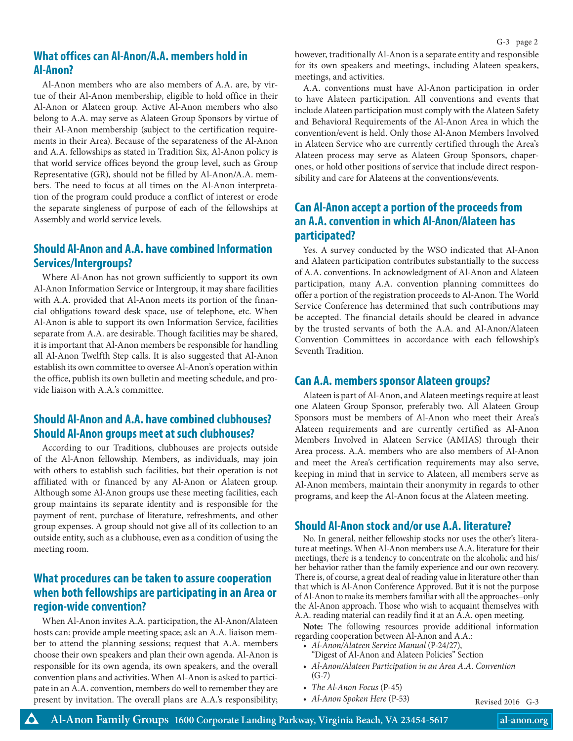## What offices can Al-Anon/A.A. members hold in Al-Anon?

Al-Anon members who are also members of A.A. are, by virtue of their Al-Anon membership, eligible to hold office in their Al-Anon or Alateen group. Active Al-Anon members who also belong to A.A. may serve as Alateen Group Sponsors by virtue of their Al-Anon membership (subject to the certification requirements in their Area). Because of the separateness of the Al-Anon and A.A. fellowships as stated in Tradition Six, Al-Anon policy is that world service offices beyond the group level, such as Group Representative (GR), should not be filled by Al-Anon/A.A. members. The need to focus at all times on the Al-Anon interpretation of the program could produce a conflict of interest or erode the separate singleness of purpose of each of the fellowships at Assembly and world service levels.

## Should Al-Anon and A.A. have combined Information Services/Intergroups?

Where Al-Anon has not grown sufficiently to support its own Al-Anon Information Service or Intergroup, it may share facilities with A.A. provided that Al-Anon meets its portion of the financial obligations toward desk space, use of telephone, etc. When Al-Anon is able to support its own Information Service, facilities separate from A.A. are desirable. Though facilities may be shared, it is important that Al-Anon members be responsible for handling all Al-Anon Twelfth Step calls. It is also suggested that Al-Anon establish its own committee to oversee Al-Anon's operation within the office, publish its own bulletin and meeting schedule, and provide liaison with A.A.'s committee.

## Should Al-Anon and A.A. have combined clubhouses? Should Al-Anon groups meet at such clubhouses?

According to our Traditions, clubhouses are projects outside of the Al-Anon fellowship. Members, as individuals, may join with others to establish such facilities, but their operation is not affiliated with or financed by any Al-Anon or Alateen group. Although some Al-Anon groups use these meeting facilities, each group maintains its separate identity and is responsible for the payment of rent, purchase of literature, refreshments, and other group expenses. A group should not give all of its collection to an outside entity, such as a clubhouse, even as a condition of using the meeting room.

## What procedures can be taken to assure cooperation when both fellowships are participating in an Area or region-wide convention?

When Al-Anon invites A.A. participation, the Al-Anon/Alateen hosts can: provide ample meeting space; ask an A.A. liaison member to attend the planning sessions; request that A.A. members choose their own speakers and plan their own agenda. Al-Anon is responsible for its own agenda, its own speakers, and the overall convention plans and activities. When Al-Anon is asked to participate in an A.A. convention, members do well to remember they are present by invitation. The overall plans are A.A.'s responsibility; however, traditionally Al-Anon is a separate entity and responsible for its own speakers and meetings, including Alateen speakers, meetings, and activities.

A.A. conventions must have Al-Anon participation in order to have Alateen participation. All conventions and events that include Alateen participation must comply with the Alateen Safety and Behavioral Requirements of the Al-Anon Area in which the convention/event is held. Only those Al-Anon Members Involved in Alateen Service who are currently certified through the Area's Alateen process may serve as Alateen Group Sponsors, chaperones, or hold other positions of service that include direct responsibility and care for Alateens at the conventions/events.

## Can Al-Anon accept a portion of the proceeds from an A.A. convention in which Al-Anon/Alateen has participated?

Yes. A survey conducted by the WSO indicated that Al-Anon and Alateen participation contributes substantially to the success of A.A. conventions. In acknowledgment of Al-Anon and Alateen participation, many A.A. convention planning committees do offer a portion of the registration proceeds to Al-Anon. The World Service Conference has determined that such contributions may be accepted. The financial details should be cleared in advance by the trusted servants of both the A.A. and Al-Anon/Alateen Convention Committees in accordance with each fellowship's Seventh Tradition.

## Can A.A. members sponsor Alateen groups?

Alateen is part of Al-Anon, and Alateen meetings require at least one Alateen Group Sponsor, preferably two. All Alateen Group Sponsors must be members of Al-Anon who meet their Area's Alateen requirements and are currently certified as Al-Anon Members Involved in Alateen Service (AMIAS) through their Area process. A.A. members who are also members of Al-Anon and meet the Area's certification requirements may also serve, keeping in mind that in service to Alateen, all members serve as Al-Anon members, maintain their anonymity in regards to other programs, and keep the Al-Anon focus at the Alateen meeting.

## Should Al-Anon stock and/or use A.A. literature?

No. In general, neither fellowship stocks nor uses the other's literature at meetings. When Al-Anon members use A.A. literature for their meetings, there is a tendency to concentrate on the alcoholic and his/her behavior rather than the family experience and our own recovery. There is, of course, a great deal of reading value in literature other than that which is Al-Anon Conference Approved. But it is not the purpose of Al-Anon to make its members familiar with all the approaches–only the Al-Anon approach. Those who wish to acquaint themselves with A.A. reading material can readily find it at an A.A. open meeting.

**Note:** The following resources provide additional information regarding cooperation between Al-Anon and A.A.:

- *Al-Anon/Alateen Service Manual* (P-24/27), "Digest of Al-Anon and Alateen Policies" Section
- *Al-Anon/Alateen Participation in an Area A.A. Convention* (G-7)
- *The Al-Anon Focus* (P-45)
- *Al-Anon Spoken Here* (P-53)

Revised 2016 G-3

**Al-Anon Family Groups** 1600 Corporate Landing Parkway, Virginia Beach, VA 23454-5617 al-anon.org